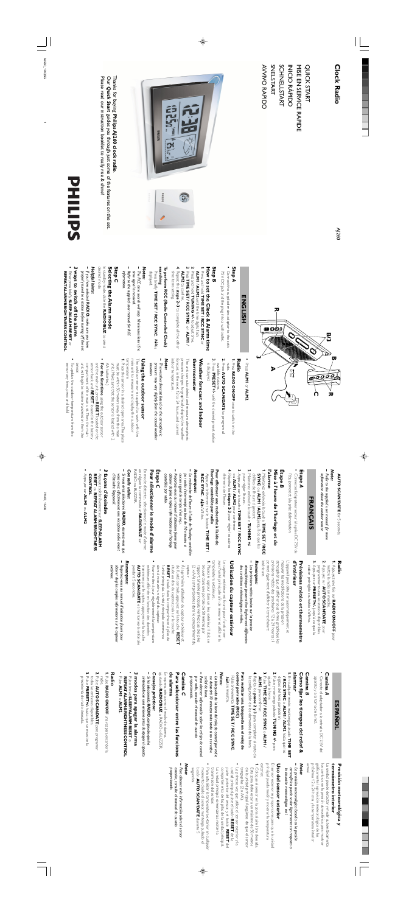# Clock Radio

## QUICK START
## MISE EN SERVICE RAPIDE
## INICIO RÁPIDO
## SCHNELLSTART
## SNELSTART
## AVVIO RAPIDO

AJ260

Thanks for buying **Philips AJ260 clock radio**.
Our **Quick Start** guides you through just some of the features on the set.
Please read our instruction booklet to really 'sit & sense'!

PHILIPS

# ENGLISH

## Step A

• Connect the supplied mains adapter to the set's 7.5V DC jack and the plug to the wall socket.

## Step B

### How to set the Clock & Alarm time

1 Press and hold **TIME SET / RCC SYNC** or **ALM1 / ALM2** until the display blink.
2 Press and hold **TUNING +/-** to adjust time.
3 Press **TIME SET / RCC SYNC** or **ALM1 / ALM2** to confirm.
4 Repeat the **steps 2-3** to complete all the other time items setting.

**To perform RCC (Radio Controlled Clock) searching**

Press briefly **TIME SET / RCC SYNC**. ((•)) is displayed.

**Note:**
– The RCC time search will take 10 minutes time if no time signal is received.
– Refer to the supplied user manual for RCC information.

## Step C

### Selecting the Alarm mode

In standby mode, slide the **RADIO/BUZ** to select desired mode.

**Helpful hint:**
– If you have selected **RADIO** mode, sure you have properly tuned to a station before turning off the set.

### 3 ways to switch off the alarm

• Press any of the buttons **SLEEP/ALARM RESET** or **REPEAT ALARM/BRIGHTNESS CONTROL**
• Press **ALM1** or **ALM2**.

### Radio

1 Press **RADIO ON/OFF** once to switch on the radio.
2 Press **AUTO SCAN/DATE** to program all available stations.
3 Press **PRESET+/-** until the desired preset station is displayed.

### Weather forecast and Indoor thermometer

This unit can detect and measure atmospheric pressure changes for graphically display the weather condition of the next 12 to 24 hours, and current indoor temperature.

**Note:**
– The weather forecast based on the atmospheric pressure may vary slightly from the actual weather situation.

### Using the outdoor sensor

The outdoor sensor is designed to work with the main unit to measure and display the outdoor temperature.

**Get started:**

1 Place the sensor in a desired open area. The place must be within 30 meters away from the main unit. (Make sure that the sensor is loaded with 2 AA batteries).
• **For the first-time use**, after powering the outdoor sensor and the main unit, press and hold **RESET** located on the battery compartment of the sensor unit. Then, the main unit will begin to receive transmission from the sensor.
• To update the outdoor temperature from the sensor any time, press and hold **AUTO SCAN/DATE** for 3 seconds.

**Note:**
– Refer to the supplied user manual for more information about the outdoor sensor.

# FRANÇAIS

## Étape A

• Connectez l'adaptateur secteur à la prise DC 7,5V de l'appareil et à la prise d'alimentation.

## Étape B

### Mise à l'heure de l'horloge et de l'alarme

1 Maintenez enfoncée la touche **TIME SET / RCC SYNC** ou **ALM1 / ALM2** jusqu'à ce que les chiffres clignotent.
2 Maintenez enfoncée la touche **TUNING +/-** pour régler l'heure.
3 Appuyez sur la touche **TIME SET / RCC SYNC** ou **ALM1 / ALM2** pour confirmer.
4 Répétez les **étapes 2-3** pour régler les autres éléments de l'heure.

**Pour effectuer une recherche à l'aide de l'horloge contrôlée par radio**

Appuyez brièvement sur le bouton **TIME SET / RCC SYNC**. ((•)) s'affiche.

**Remarque:**
– La recherche de l'heure à l'aide de l'horloge contrôlée par radio prendra jusqu'à 10 minutes si aucun signal de temps n'est reçu.
– Reportez-vous au mode d'utilisation fourni pour obtenir de plus amples informations sur l'horloge contrôlée par radio.

## Étape C

### Pour sélectionner le mode d'alarme

En mode d'attente, sélectionnez le mode d'alarme en réglant le sélecteur **RADIO/BUZ** sur RADIO ou BUZZER.

**Conseils utiles:**
– Si vous avez sélectionné **RADIO**, assurez-vous que vous avez bien réglé la station avant d'éteindre l'appareil.

### 3 façons d'éteindre

• Appuyez sur l'un des boutons **SLEEP/ALARM RESET** ou **REPEAT ALARM/BRIGHTNESS CONTROL**
• Appuyez sur **ALM1** ou **ALM2**.

### Radio

1 Appuyez une fois sur **RADIO ON/OFF** pour mettre la radio en marche.
2 Appuyez sur **AUTO SCAN/DATE** pour programmer toutes les stations disponibles.
3 Appuyez sur **PRESET+/-** jusqu'à ce que la station présélectionnée s'affiche.

### Prévisions météo et thermomètre d'intérieur

Cet appareil permet de détecter et de mesurer les modifications de la pression atmosphérique afin d'afficher une forme graphique les conditions météo des 12 à 24 prochaines heures, et permet également d'afficher la température intérieure.

**Remarque:**
– Les prévisions météo basées sur la pression atmosphérique peuvent différer légèrement des conditions météorologiques réelles.

### Utilisation du capteur extérieur

Le capteur extérieur est fourni pour fonctionner avec l'unité principale afin de mesurer et afficher la température extérieure.

**Mise en route:**

1 Placez le capteur dans un lieu extérieur idéal, se trouvant dans un rayon de 30 mètres par rapport à l'unité principale (vérifiez que des piles (2 x AA) sont présentes dans le compartiment du capteur).
• À la première utilisation du capteur extérieur et de l'unité principale, maintenez la touche **RESET** située dans le compartiment à piles du capteur enfoncée. L'unité principale commence alors à recevoir un signal du capteur.
• Pour mettre à jour régulièrement la température extérieure affichée en fonction des données envoyées par le capteur, maintenez enfoncée la touche **AUTO SCAN/DATE** pendant 3 secondes.

**Remarque:**
– Reportez-vous au mode d'utilisation fourni pour obtenir de plus amples informations sur le capteur extérieur.

# ESPAÑOL

## Camino A

• Conecte el adaptador a la entrada DC 7,5V del aparato y a la toma de la red.

## Camino B

### Cómo fijar los tiempos del reloj & alarma

1 Presione y mantenga pulsado **TIME SET / RCC SYNC** o **ALM1 / ALM2** hasta que los dígitos parpadeen.
2 Pulse y mantenga pulsado **TUNING +/-** para ajustar la hora.
3 Pulse **TIME SET / RCC SYNC** o **ALM1 / ALM2** para confirmar.
4 Repita los **pasos 2-3** para completar el ajuste de todos los demás elementos de la hora.

**Para realizar una búsqueda en el reloj de control por radio RCC**

Pulse brevemente **TIME SET / RCC SYNC**. ((•)) se muestra.

**Nota:**
– La búsqueda de la hora del reloj de control por radio tardará 10 minutos si no se recibe ninguna señal de la hora.
– Para obtener información sobre los relojes de control por radio, consulte el manual de usuario proporcionado.

## Camino C

### Para seleccionar entre las funciones de alarma

En espera, seleccione el modo de alarma ajustando **RADIO/BUZ** a RADIO o BUZZER.

**Consejo práctico:**
– Si seleccionas **RADIO**, asegúrate de que sintonizaste una emisora antes de apagar el aparato.

### 3 modos para apagar la alarma

• Pulse los botones **SLEEP/ALARM RESET** o **REPEAT ALARM/BRIGHTNESS CONTROL**
• Pulse **ALM1 / ALM2**.

### Radio

1 Pulse **RADIO ON/OFF** una vez para encender la radio.
2 Pulse **AUTO SCAN/DATE** para programar todas las emisoras disponibles.
3 Pulse **PRESET+/-** hasta que se muestre la presintonía de radio deseada.

### Previsión meteorológica y termómetro interior

La unidad puede detectar y medir automáticamente los cambios en la presión atmosférica para mostrar gráficamente las previsiones meteorológicas de las próximas 12 a 24 horas y la temperatura interior actual.

**Nota:**
– La previsión meteorológica basada en la presión atmosférica puede variar ligeramente con respecto a la situación meteorológica real.

### Uso del sensor exterior

El sensor exterior está diseñado para usarse con la unidad principal para medir y mostrar la temperatura exterior.

**Inicio:**

1 Coloque el sensor en la zona al aire libre deseada. Esta zona debe estar a un máximo de 30 metros de la unidad principal. (Asegúrese de que el sensor tenga pilas (2 x AA).
• La primera vez que lo utilice, tras encender el sensor exterior y la unidad principal, mantenga pulsado el botón **RESET** de la parte posterior del sensor, en el compartimento de las pilas de la unidad del sensor. La unidad principal comenzará a recibir la transmisión desde el sensor.
• Para actualizar la temperatura exterior en cualquier momento desde el sensor, mantenga pulsado el botón **AUTO SCAN/DATE** durante 3 segundos.

**Nota:**
– Para obtener más información sobre el sensor exterior, consulte el manual de usuario proporcionado.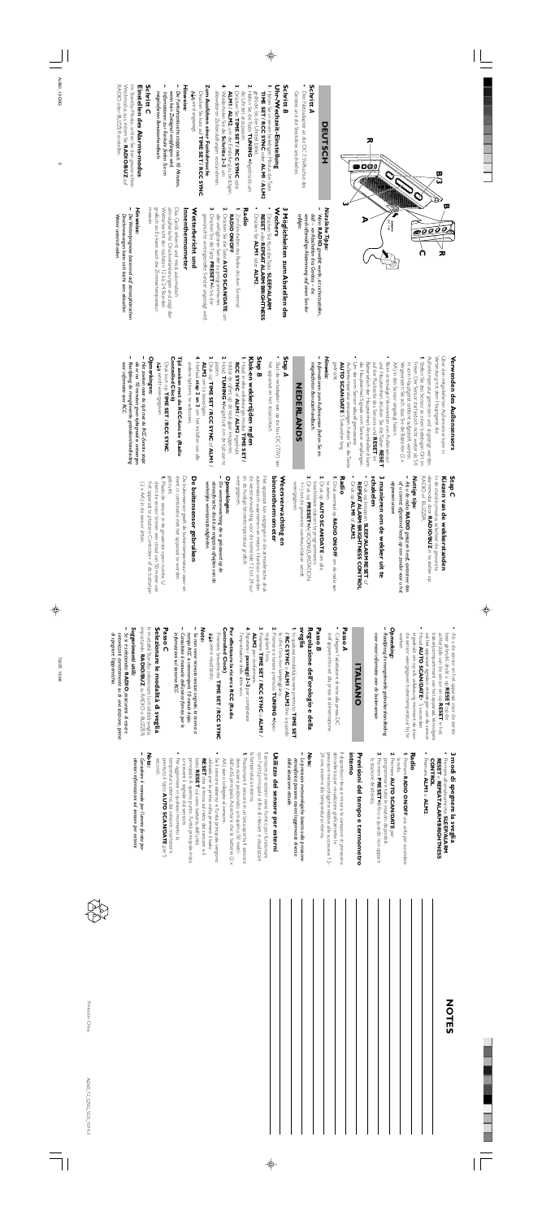# DEUTSCH

## Schritt A

- Den Netzadapter an die DC 7,5V-Buchse des Geräts und in die Steckdose anschließen.

## Schritt B

### Uhr-/Weckzeit-Einstellung

1. Im Standby-Modus halten Sie **TIME SET / RCC SYNC** oder **ALM1 / ALM2** gedrückt, bis die Uhrzeit blinkt.
2. Halten Sie **TUNING +/-** gedrückt, um die Uhrzeit einzustellen.
3. Drücken Sie **TIME SET / RCC SYNC** oder **ALM1 / ALM2** um die Einstellung zu bestätigen.
4. Wiederholen Sie die **Schritte 2~3** um die Minuten einzustellen.

**Zum Ausführen einer Funkuhrsuche**

Drücken Sie kurz auf **TIME SET / RCC SYNC**.

**Hinweise:**

- Die Funkuhrensuche stoppt nach 10 Minuten, wenn kein Empfang möglich ist.
- Informationen zur Funkuhr finden Sie im Benutzerhandbuch.

## Schritt C

### Einstellen des Alarmmodus

Im Standby-Modus, wiederholt **RADIO/BUZZ** drücken, um auf **RADIO** oder **BUZZER** einzustellen.

**Nützliche Tipps:**

- Wenn **RADIO** gewählt wurde, ist sicherzustellen, daß – vor Ausschalten des Geräts – die werkseitig/benutzerdefiniert auf einen Sender eingestellt ist.

### 3 Möglichkeiten zum Abstellen des Weckers

- Drücken Sie **SLEEP/ALARM RESET / REPEAT ALARM / BRIGHTNESS**
- Drücken Sie **ALM1** oder **ALM2**.

### Radio

1. Drücken Sie **RADIO ON/OFF** um das Radio einzuschalten.
2. Drücken Sie die Taste **AUTO SCANDATE** um die verfügbaren Sender automatisch zu speichern.
3. Drücken Sie die Taste **PRESET** bis die gewünschte Voreinstellung angezeigt wird.

### Wetterbericht und Innenthermometer

Das Gerät erkennt und zeigt automatisch die Wettervorhersage für die nächsten 12 bis 24 Stunden sowie die Zimmertemperatur an.

**Hinweise:**

- Die Wetterprognose basiert auf atmosphärischen Veränderungen und kann sich von der aktuellen Wetter unterscheiden.

# NEDERLANDS

## Stap A

- Sluit de netadapter aan op de bus DC 7,5V van het apparaat en het stopcontact.

## Stap B

### Klok en wekkertijden regelen

1. Houd in stand-bymodus **TIME SET / RCC SYNC** of **ALM1 / ALM2** ingedrukt totdat de cijfers van de klok gaan knipperen.
2. Houd **TUNING +/-** ingedrukt om de tijd aan te passen.
3. Druk op **TIME SET / RCC SYNC** of **ALM1 / ALM2** om te bevestigen.
4. Herhaal **stap 2** en **3** om het instellen van alle minuten te voltooien.

**Tijd zoeken met de RCC-functie (Radio Controlled Clock)**

Druk kort op **TIME SET / RCC SYNC**.

**Opmerkingen:**

- Het zoeken naar de tijd met de RCC-functie stopt na 10 minuten als er geen signaal is.
- Raadpleeg de meegeleverde gebruikershandleiding voor informatie over RCC.

### Weersverwachting en binnenthermometer

Het apparaat kan wijzigingen in het atmosferische druk automatisch waarnemen en meten. Het weer wordt voor de komende 12 tot 24 uur en de huidige binnentemperatuur grafisch weergegeven.

**Opmerkingen:**

- De weersverwachting die is gebaseerd op atmosferische druk kan mogelijk afwijken van de werkelijke weersomstandigheden.

### De buitensensor gebruiken

De buitensensor geeft de buitentemperatuur weer en werkt in combinatie met het apparaat.

1. Plaats de sensor in de gewenste open ruimte. U dient de sensor binnen een straal van 30 meter van het apparaat te plaatsen. Controleer of de batterijen (2 x AA) in de sensor zitten.

## Stap C

### Selecteren van de wekkerstand

In de stand-bymodus, selecteer de gewenste wekker **RADIO/BUZ** en stel de wekker in op **RADIO** of **BUZZER**.

**Nuttige tips:**

- Als **RADIO** is geselecteerd, zorg dan dat de radio op de gewenste zender is afgestemd.

### 3 manieren om de wekker uit te schakelen

- Druk op **SLEEP/ALARM RESET** of **REPEAT ALARM/BRIGHTNESS CONTROL**.
- Druk op **ALM1** of **ALM2**.

### Radio

1. Druk eenmaal op **RADIO ON/OFF** om de radio aan te zetten.
2. Druk op **AUTO SCANDATE** om alle beschikbare zenders te programmeren.
3. Druk op **PRESET** +/- tot de gewenste voorkeurstation wordt weergegeven.

### Verwenden des Außensensors

Der Außensensor überträgt Außentemperatur in Verbindung mit dem Hauptgerät.

1. Stellen Sie den Sensor auf einen offenen Ort. Der Sensor darf höchstens 30 m vom Hauptgerät entfernt sein. Vergewissern Sie sich, dass sich die Batterien (2 x AA) in dem Sensor befinden.

- Um den Sensor aktuell zu registrieren, drücken Sie auf **RESET** am Sensor.

**Hinweis:**

- Informationen zum Außensensor finden Sie im mitgelieferten Benutzerhandbuch.

- Als u de sensor in het apparaat voor de eerste keer gebruikt, druk u op **RESET** op de sensor.

**Opmerking:**

- Raadpleeg de meegeleverde gebruikershandleiding voor meer informatie over de buitensensor.

# ITALIANO

## Passo A

- Collegare l'adattatore di rete alla presa DC dell'apparecchio ed alla presa di alimentazione.

## Passo B

### Regolazione dell'orologio e della sveglia

1. In modalità standby, tenere premuto **TIME SET / RCC SYNC** o **ALM1 / ALM2** finché i numeri dell'ora non lampeggiano.
2. Tenere premuto **TUNING +/-** per regolare l'ora.
3. Premere **TIME SET / RCC SYNC** o **ALM1 / ALM2** per confermare.
4. Ripetere i **passi 2-3** per completare l'impostazione dei minuti.

**Per effettuare la ricerca RCC (Radio Controlled Clock)**

Premere brevemente **TIME SET / RCC SYNC**.

**Note:**

- Se non viene ricevuto nessun segnale, la ricerca si arresta dopo 10 minuti.
- Consultare il manuale dell'utente per le informazioni sul sistema RCC.

## Passo C

### Selezionare la modalità di sveglia

In modalità standby, selezionare la modalità di sveglia **RADIO/BUZ** su **RADIO** o **BUZZER**.

**Suggerimenti utili:**

- Se si seleziona **RADIO**, assicurarsi di essere sintonizzati correttamente su una stazione, prima di spegnere l'apparecchio.

### 3 modi di spegnere la sveglia

- Premere il tasto **SLEEP/ALARM RESET** o **REPEAT ALARM/BRIGHTNESS CONTROL**.
- Premere **ALM1** o **ALM2**.

### Radio

1. Premere **RADIO ON/OFF** una volta per accendere la radio.
2. Premere **AUTO SCANDATE** per programmare tutte le stazioni disponibili.
3. Premere **PRESET** +/- fino a quando non appare la stazione desiderata.

### Previsioni del tempo e termometro interno

Il dispositivo rileva e misura le variazioni di pressione atmosferica e visualizza graficamente le previsioni del tempo per le successive 12-24 ore, e la temperatura interna.

**Note:**

- Le previsioni meteorologiche basate sulla pressione atmosferica possono differire dalle condizioni attuali.

### Utilizzo del sensore per esterni

Il sensore per esterni viene fornito per funzionare con il dispositivo per rilevare e visualizzare la temperatura esterna.

1. Posizionare il sensore in un'area aperta. Il sensore deve essere posizionato entro 30 m dall'unità principale. Accertarsi che le batterie (2 x AA) siano collegate al sensore.

- Se il sensore viene utilizzato per la prima volta, premere il tasto **RESET** sul sensore.

**Note:**

- Consultare il manuale dell'utente per informazioni sul sensore per esterni.

# NOTES